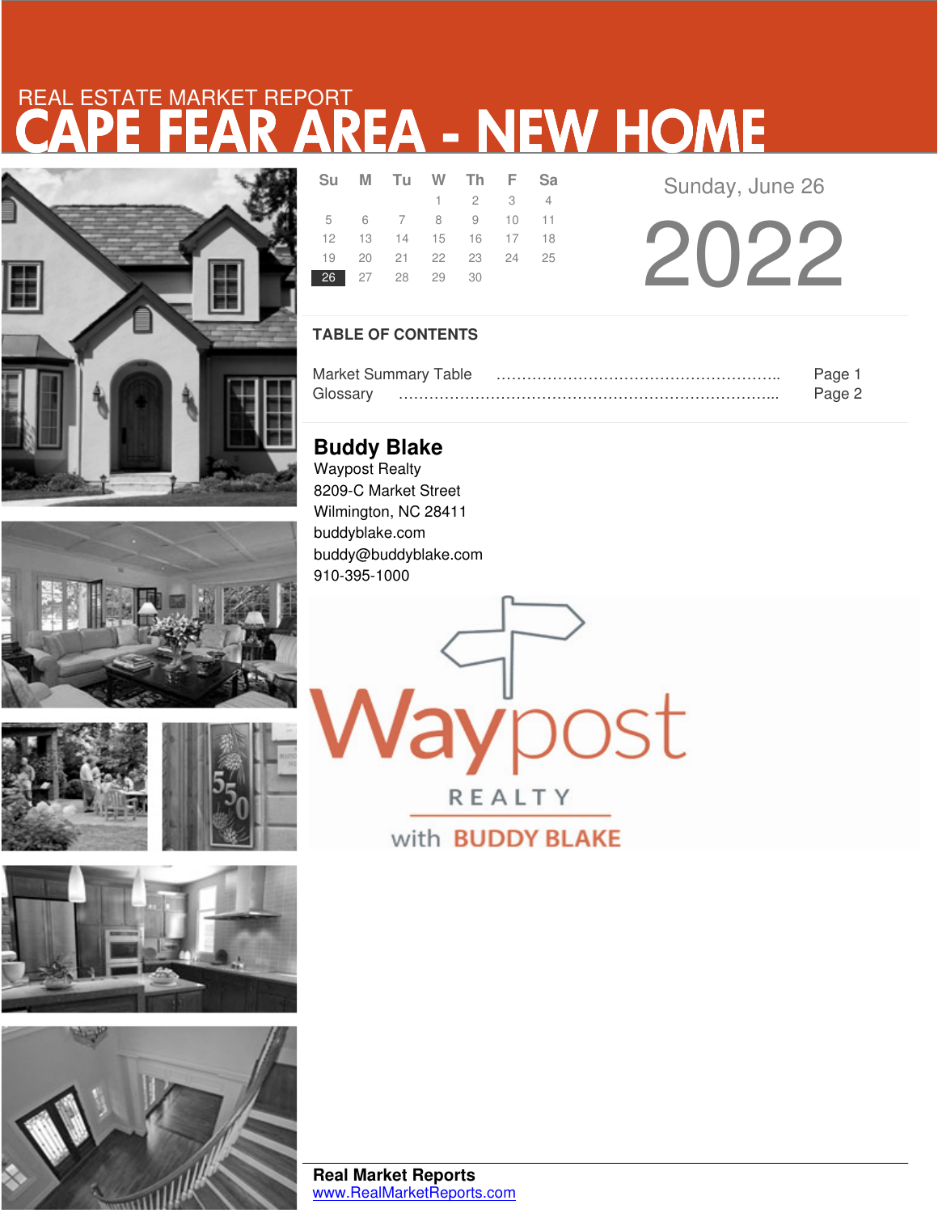REAL ESTATE MARKET REPORT

# CAPE FEAR AREA - NEW HOME

| Su | M | Tu | W | Th | F | Sa |
|---|---|---|---|---|---|---|
| | | | 1 | 2 | 3 | 4 |
| 5 | 6 | 7 | 8 | 9 | 10 | 11 |
| 12 | 13 | 14 | 15 | 16 | 17 | 18 |
| 19 | 20 | 21 | 22 | 23 | 24 | 25 |
| 26 | 27 | 28 | 29 | 30 | | |

Sunday, June 26

2022

## TABLE OF CONTENTS

Market Summary Table ………………………………………………….. Page 1
Glossary ………………………………………………………………….. Page 2

**Buddy Blake**
Waypost Realty
8209-C Market Street
Wilmington, NC 28411
buddyblake.com
buddy@buddyblake.com
910-395-1000

Waypost REALTY with BUDDY BLAKE

**Real Market Reports**
www.RealMarketReports.com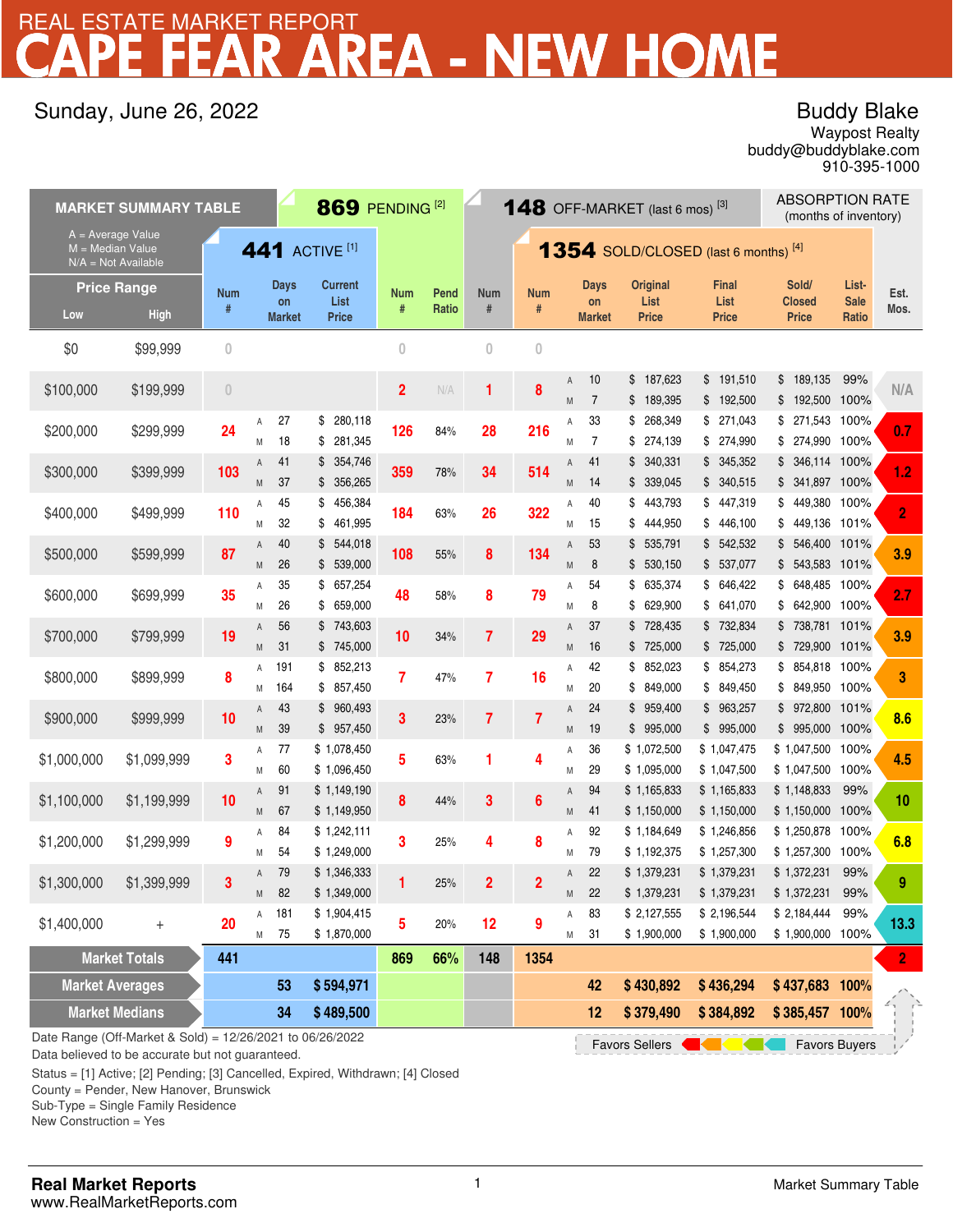# REAL ESTATE MARKET REPORT
# CAPE FEAR AREA - NEW HOME

Sunday, June 26, 2022

**Buddy Blake**
Waypost Realty
buddy@buddyblake.com
910-395-1000

## MARKET SUMMARY TABLE

A = Average Value
M = Median Value
N/A = Not Available

| Price Range Low | Price Range High | 441 ACTIVE [1] Num # | | Days on Market | Current List Price | 869 PENDING [2] Num # | Pend Ratio | 148 OFF-MARKET (last 6 mos) [3] Num # | 1354 SOLD/CLOSED (last 6 months) [4] Num # | | Days on Market | Original List Price | Final List Price | Sold/Closed Price | List-Sale Ratio | ABSORPTION RATE (months of inventory) Est. Mos. |
|---|---|---|---|---|---|---|---|---|---|---|---|---|---|---|---|---|
| $0 | $99,999 | 0 | | | | 0 | | 0 | 0 | | | | | | | |
| $100,000 | $199,999 | 0 | | | | 2 | N/A | 1 | 8 | A | 10 | $ 187,623 | $ 191,510 | $ 189,135 | 99% | N/A |
| | | | | | | | | | | M | 7 | $ 189,395 | $ 192,500 | $ 192,500 | 100% | |
| $200,000 | $299,999 | 24 | A | 27 | $ 280,118 | 126 | 84% | 28 | 216 | A | 33 | $ 268,349 | $ 271,043 | $ 271,543 | 100% | 0.7 |
| | | | M | 18 | $ 281,345 | | | | | M | 7 | $ 274,139 | $ 274,990 | $ 274,990 | 100% | |
| $300,000 | $399,999 | 103 | A | 41 | $ 354,746 | 359 | 78% | 34 | 514 | A | 41 | $ 340,331 | $ 345,352 | $ 346,114 | 100% | 1.2 |
| | | | M | 37 | $ 356,265 | | | | | M | 14 | $ 339,045 | $ 340,515 | $ 341,897 | 100% | |
| $400,000 | $499,999 | 110 | A | 45 | $ 456,384 | 184 | 63% | 26 | 322 | A | 40 | $ 443,793 | $ 447,319 | $ 449,380 | 100% | 2 |
| | | | M | 32 | $ 461,995 | | | | | M | 15 | $ 444,950 | $ 446,100 | $ 449,136 | 101% | |
| $500,000 | $599,999 | 87 | A | 40 | $ 544,018 | 108 | 55% | 8 | 134 | A | 53 | $ 535,791 | $ 542,532 | $ 546,400 | 101% | 3.9 |
| | | | M | 26 | $ 539,000 | | | | | M | 8 | $ 530,150 | $ 537,077 | $ 543,583 | 101% | |
| $600,000 | $699,999 | 35 | A | 35 | $ 657,254 | 48 | 58% | 8 | 79 | A | 54 | $ 635,374 | $ 646,422 | $ 648,485 | 100% | 2.7 |
| | | | M | 26 | $ 659,000 | | | | | M | 8 | $ 629,900 | $ 641,070 | $ 642,900 | 100% | |
| $700,000 | $799,999 | 19 | A | 56 | $ 743,603 | 10 | 34% | 7 | 29 | A | 37 | $ 728,435 | $ 732,834 | $ 738,781 | 101% | 3.9 |
| | | | M | 31 | $ 745,000 | | | | | M | 16 | $ 725,000 | $ 725,000 | $ 729,900 | 101% | |
| $800,000 | $899,999 | 8 | A | 191 | $ 852,213 | 7 | 47% | 7 | 16 | A | 42 | $ 852,023 | $ 854,273 | $ 854,818 | 100% | 3 |
| | | | M | 164 | $ 857,450 | | | | | M | 20 | $ 849,000 | $ 849,450 | $ 849,950 | 100% | |
| $900,000 | $999,999 | 10 | A | 43 | $ 960,493 | 3 | 23% | 7 | 7 | A | 24 | $ 959,400 | $ 963,257 | $ 972,800 | 101% | 8.6 |
| | | | M | 39 | $ 957,450 | | | | | M | 19 | $ 995,000 | $ 995,000 | $ 995,000 | 100% | |
| $1,000,000 | $1,099,999 | 3 | A | 77 | $ 1,078,450 | 5 | 63% | 1 | 4 | A | 36 | $ 1,072,500 | $ 1,047,475 | $ 1,047,500 | 100% | 4.5 |
| | | | M | 60 | $ 1,096,450 | | | | | M | 29 | $ 1,095,000 | $ 1,047,500 | $ 1,047,500 | 100% | |
| $1,100,000 | $1,199,999 | 10 | A | 91 | $ 1,149,190 | 8 | 44% | 3 | 6 | A | 94 | $ 1,165,833 | $ 1,165,833 | $ 1,148,833 | 99% | 10 |
| | | | M | 67 | $ 1,149,950 | | | | | M | 41 | $ 1,150,000 | $ 1,150,000 | $ 1,150,000 | 100% | |
| $1,200,000 | $1,299,999 | 9 | A | 84 | $ 1,242,111 | 3 | 25% | 4 | 8 | A | 92 | $ 1,184,649 | $ 1,246,856 | $ 1,250,878 | 100% | 6.8 |
| | | | M | 54 | $ 1,249,000 | | | | | M | 79 | $ 1,192,375 | $ 1,257,300 | $ 1,257,300 | 100% | |
| $1,300,000 | $1,399,999 | 3 | A | 79 | $ 1,346,333 | 1 | 25% | 2 | 2 | A | 22 | $ 1,379,231 | $ 1,379,231 | $ 1,372,231 | 99% | 9 |
| | | | M | 82 | $ 1,349,000 | | | | | M | 22 | $ 1,379,231 | $ 1,379,231 | $ 1,372,231 | 99% | |
| $1,400,000 | + | 20 | A | 181 | $ 1,904,415 | 5 | 20% | 12 | 9 | A | 83 | $ 2,127,555 | $ 2,196,544 | $ 2,184,444 | 99% | 13.3 |
| | | | M | 75 | $ 1,870,000 | | | | | M | 31 | $ 1,900,000 | $ 1,900,000 | $ 1,900,000 | 100% | |
| **Market Totals** | | **441** | | | | **869** | **66%** | **148** | **1354** | | | | | | | **2** |
| **Market Averages** | | | | **53** | **$ 594,971** | | | | | | **42** | **$ 430,892** | **$ 436,294** | **$ 437,683** | **100%** | |
| **Market Medians** | | | | **34** | **$ 489,500** | | | | | | **12** | **$ 379,490** | **$ 384,892** | **$ 385,457** | **100%** | |

Favors Sellers ◄ ► Favors Buyers

Date Range (Off-Market & Sold) = 12/26/2021 to 06/26/2022
Data believed to be accurate but not guaranteed.

Status = [1] Active; [2] Pending; [3] Cancelled, Expired, Withdrawn; [4] Closed
County = Pender, New Hanover, Brunswick
Sub-Type = Single Family Residence
New Construction = Yes

**Real Market Reports**
www.RealMarketReports.com

Market Summary Table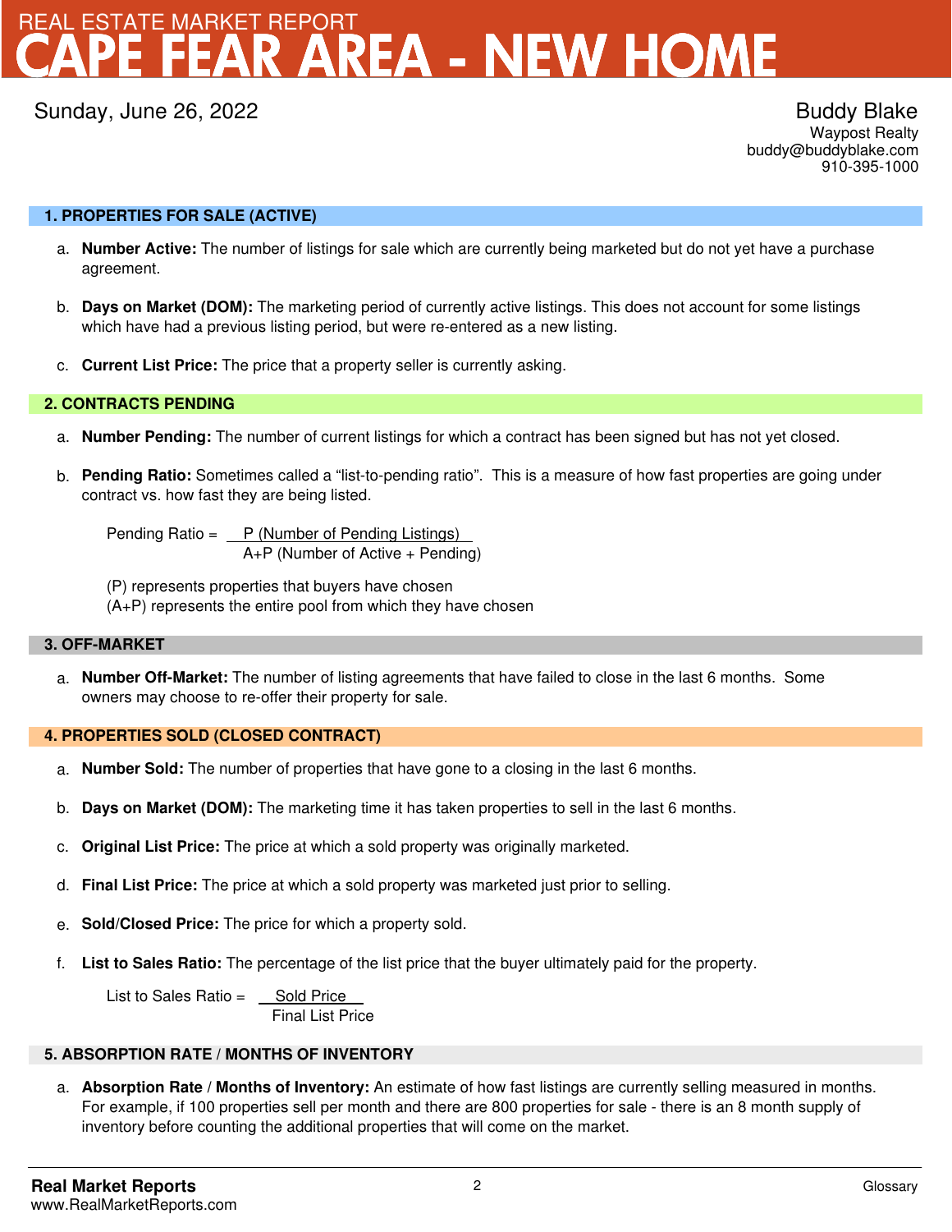REAL ESTATE MARKET REPORT

# CAPE FEAR AREA - NEW HOME

Sunday, June 26, 2022

Buddy Blake
Waypost Realty
buddy@buddyblake.com
910-395-1000

## 1. PROPERTIES FOR SALE (ACTIVE)

a. **Number Active:** The number of listings for sale which are currently being marketed but do not yet have a purchase agreement.

b. **Days on Market (DOM):** The marketing period of currently active listings. This does not account for some listings which have had a previous listing period, but were re-entered as a new listing.

c. **Current List Price:** The price that a property seller is currently asking.

## 2. CONTRACTS PENDING

a. **Number Pending:** The number of current listings for which a contract has been signed but has not yet closed.

b. **Pending Ratio:** Sometimes called a "list-to-pending ratio". This is a measure of how fast properties are going under contract vs. how fast they are being listed.

$$\text{Pending Ratio} = \frac{\text{P (Number of Pending Listings)}}{\text{A+P (Number of Active + Pending)}}$$

(P) represents properties that buyers have chosen
(A+P) represents the entire pool from which they have chosen

## 3. OFF-MARKET

a. **Number Off-Market:** The number of listing agreements that have failed to close in the last 6 months. Some owners may choose to re-offer their property for sale.

## 4. PROPERTIES SOLD (CLOSED CONTRACT)

a. **Number Sold:** The number of properties that have gone to a closing in the last 6 months.

b. **Days on Market (DOM):** The marketing time it has taken properties to sell in the last 6 months.

c. **Original List Price:** The price at which a sold property was originally marketed.

d. **Final List Price:** The price at which a sold property was marketed just prior to selling.

e. **Sold/Closed Price:** The price for which a property sold.

f. **List to Sales Ratio:** The percentage of the list price that the buyer ultimately paid for the property.

$$\text{List to Sales Ratio} = \frac{\text{Sold Price}}{\text{Final List Price}}$$

## 5. ABSORPTION RATE / MONTHS OF INVENTORY

a. **Absorption Rate / Months of Inventory:** An estimate of how fast listings are currently selling measured in months. For example, if 100 properties sell per month and there are 800 properties for sale - there is an 8 month supply of inventory before counting the additional properties that will come on the market.